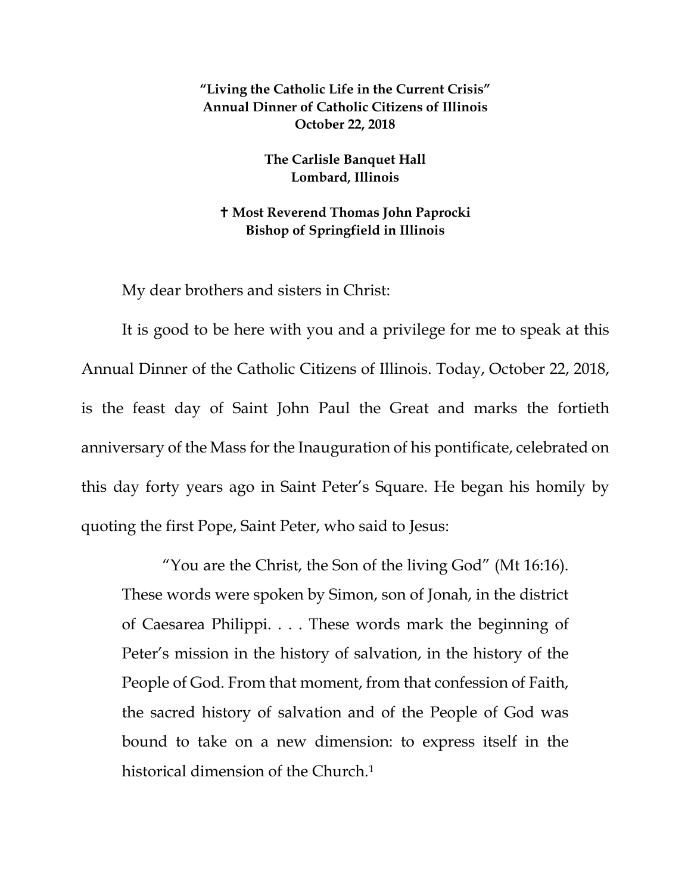**"Living the Catholic Life in the Current Crisis"**
**Annual Dinner of Catholic Citizens of Illinois**
**October 22, 2018**

**The Carlisle Banquet Hall**
**Lombard, Illinois**

**✝ Most Reverend Thomas John Paprocki**
**Bishop of Springfield in Illinois**

My dear brothers and sisters in Christ:

It is good to be here with you and a privilege for me to speak at this Annual Dinner of the Catholic Citizens of Illinois. Today, October 22, 2018, is the feast day of Saint John Paul the Great and marks the fortieth anniversary of the Mass for the Inauguration of his pontificate, celebrated on this day forty years ago in Saint Peter's Square. He began his homily by quoting the first Pope, Saint Peter, who said to Jesus:

> "You are the Christ, the Son of the living God" (Mt 16:16). These words were spoken by Simon, son of Jonah, in the district of Caesarea Philippi. . . . These words mark the beginning of Peter's mission in the history of salvation, in the history of the People of God. From that moment, from that confession of Faith, the sacred history of salvation and of the People of God was bound to take on a new dimension: to express itself in the historical dimension of the Church.[1]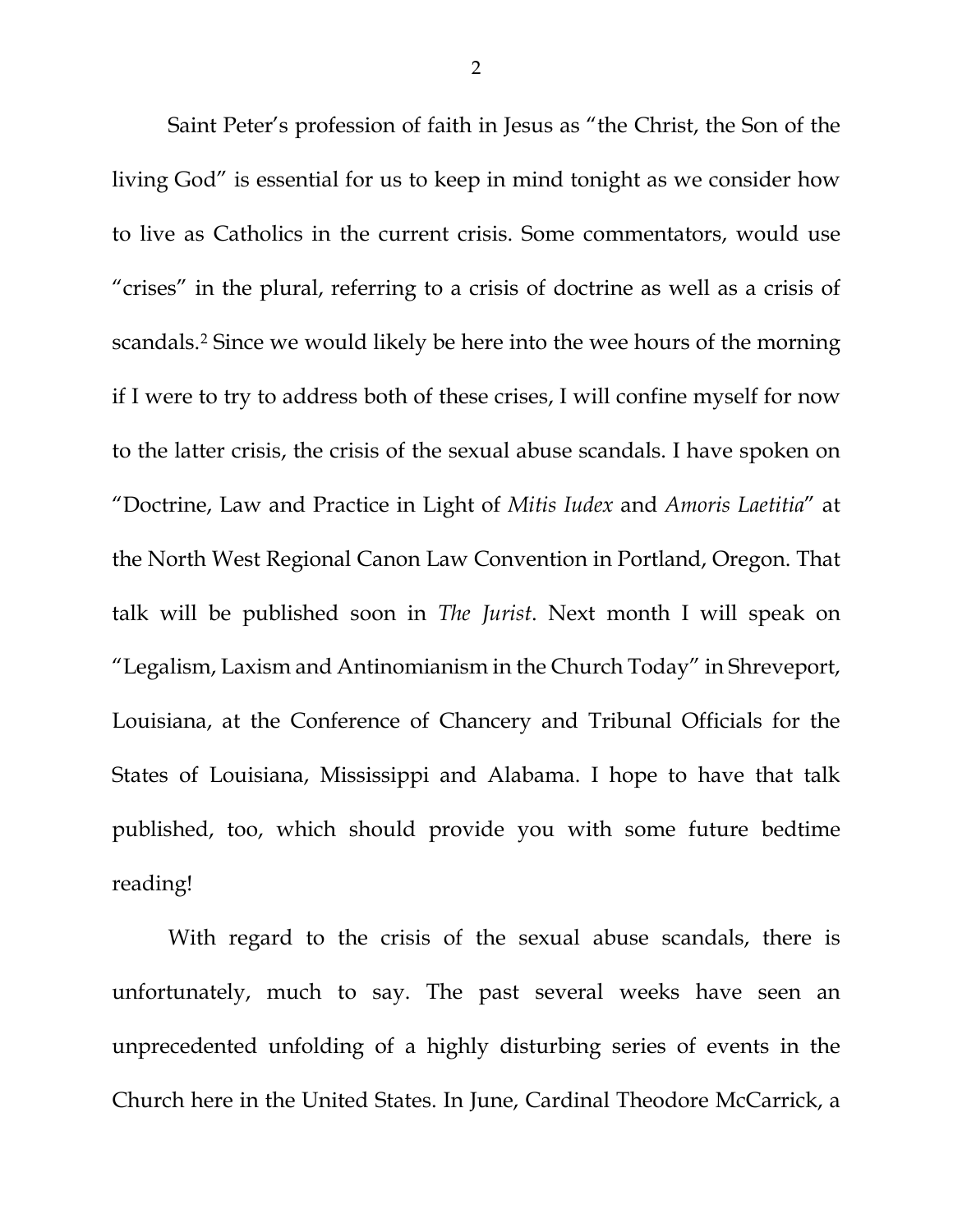Saint Peter's profession of faith in Jesus as "the Christ, the Son of the living God" is essential for us to keep in mind tonight as we consider how to live as Catholics in the current crisis. Some commentators, would use "crises" in the plural, referring to a crisis of doctrine as well as a crisis of scandals.[2] Since we would likely be here into the wee hours of the morning if I were to try to address both of these crises, I will confine myself for now to the latter crisis, the crisis of the sexual abuse scandals. I have spoken on "Doctrine, Law and Practice in Light of *Mitis Iudex* and *Amoris Laetitia*" at the North West Regional Canon Law Convention in Portland, Oregon. That talk will be published soon in *The Jurist*. Next month I will speak on "Legalism, Laxism and Antinomianism in the Church Today" in Shreveport, Louisiana, at the Conference of Chancery and Tribunal Officials for the States of Louisiana, Mississippi and Alabama. I hope to have that talk published, too, which should provide you with some future bedtime reading!

With regard to the crisis of the sexual abuse scandals, there is unfortunately, much to say. The past several weeks have seen an unprecedented unfolding of a highly disturbing series of events in the Church here in the United States. In June, Cardinal Theodore McCarrick, a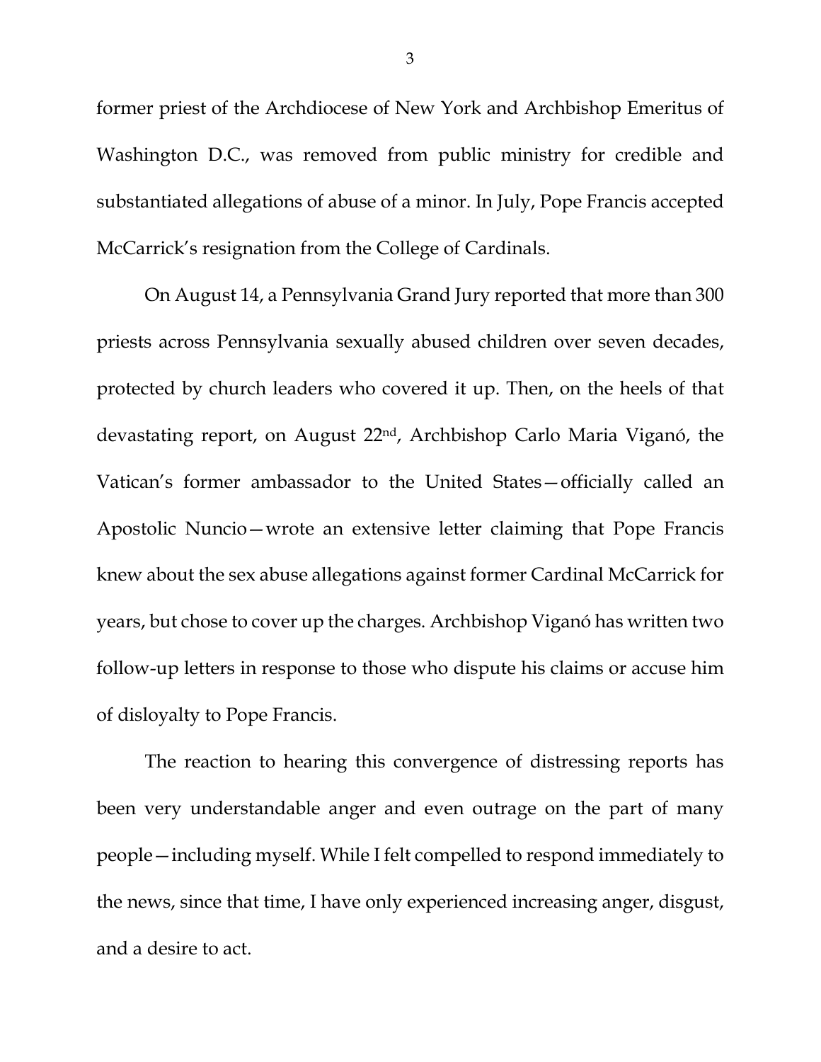former priest of the Archdiocese of New York and Archbishop Emeritus of Washington D.C., was removed from public ministry for credible and substantiated allegations of abuse of a minor. In July, Pope Francis accepted McCarrick's resignation from the College of Cardinals.

On August 14, a Pennsylvania Grand Jury reported that more than 300 priests across Pennsylvania sexually abused children over seven decades, protected by church leaders who covered it up. Then, on the heels of that devastating report, on August 22nd, Archbishop Carlo Maria Viganó, the Vatican's former ambassador to the United States—officially called an Apostolic Nuncio—wrote an extensive letter claiming that Pope Francis knew about the sex abuse allegations against former Cardinal McCarrick for years, but chose to cover up the charges. Archbishop Viganó has written two follow-up letters in response to those who dispute his claims or accuse him of disloyalty to Pope Francis.

The reaction to hearing this convergence of distressing reports has been very understandable anger and even outrage on the part of many people—including myself. While I felt compelled to respond immediately to the news, since that time, I have only experienced increasing anger, disgust, and a desire to act.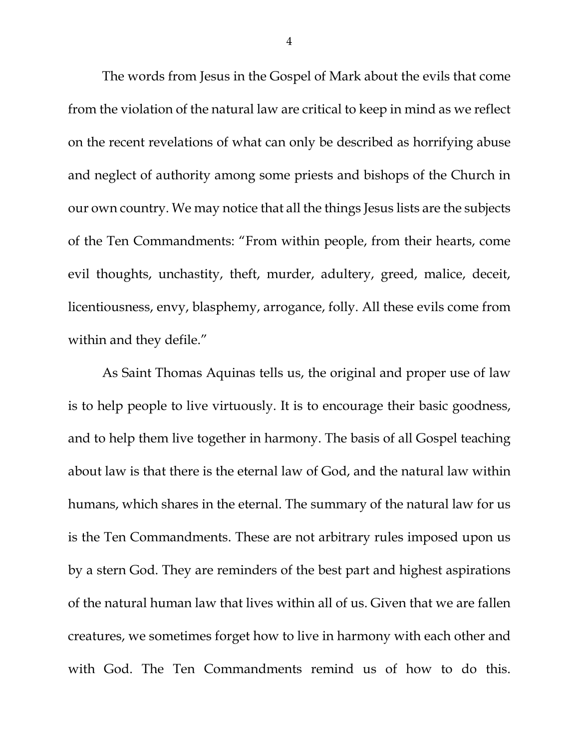The words from Jesus in the Gospel of Mark about the evils that come from the violation of the natural law are critical to keep in mind as we reflect on the recent revelations of what can only be described as horrifying abuse and neglect of authority among some priests and bishops of the Church in our own country. We may notice that all the things Jesus lists are the subjects of the Ten Commandments: "From within people, from their hearts, come evil thoughts, unchastity, theft, murder, adultery, greed, malice, deceit, licentiousness, envy, blasphemy, arrogance, folly. All these evils come from within and they defile."

As Saint Thomas Aquinas tells us, the original and proper use of law is to help people to live virtuously. It is to encourage their basic goodness, and to help them live together in harmony. The basis of all Gospel teaching about law is that there is the eternal law of God, and the natural law within humans, which shares in the eternal. The summary of the natural law for us is the Ten Commandments. These are not arbitrary rules imposed upon us by a stern God. They are reminders of the best part and highest aspirations of the natural human law that lives within all of us. Given that we are fallen creatures, we sometimes forget how to live in harmony with each other and with God. The Ten Commandments remind us of how to do this.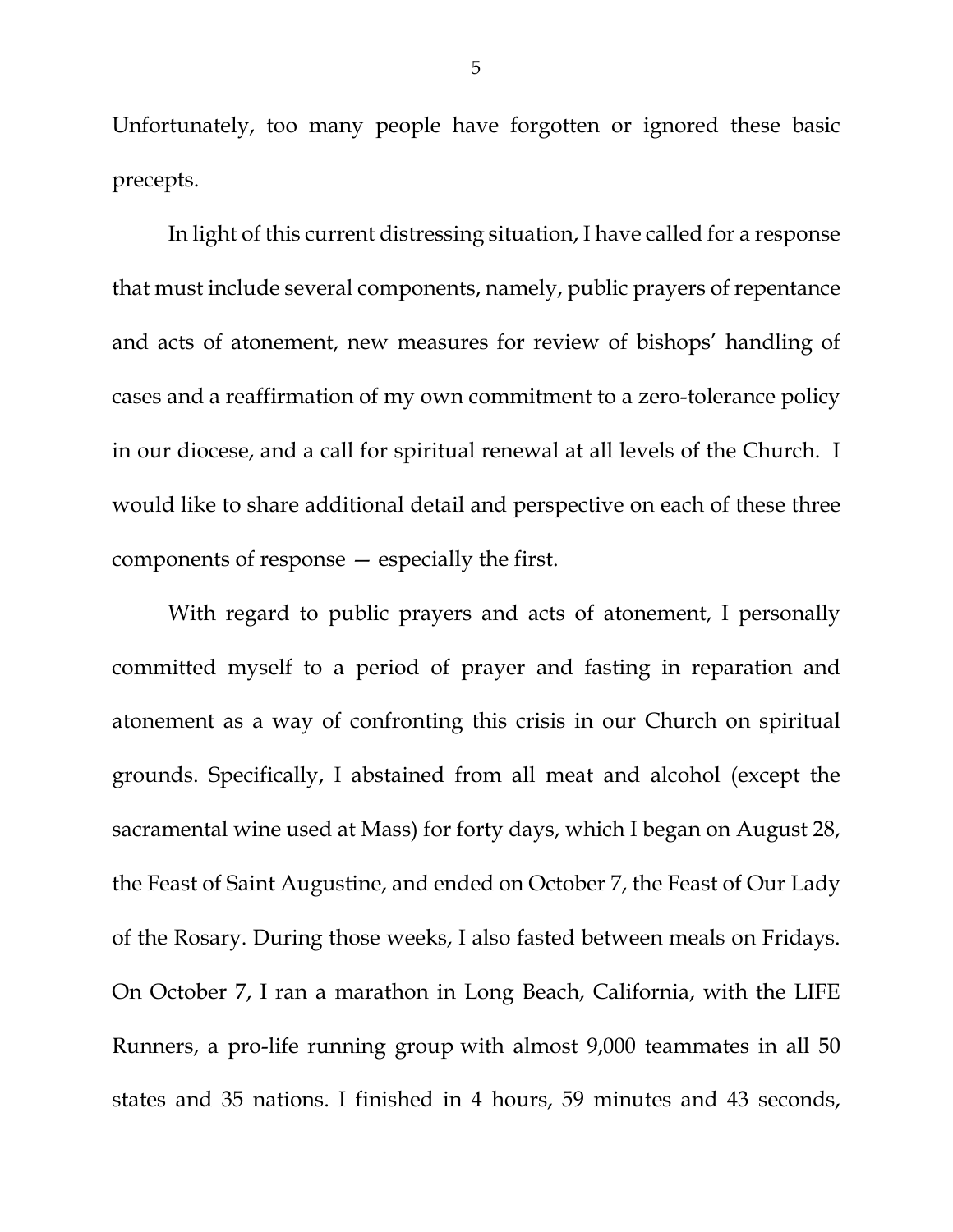Unfortunately, too many people have forgotten or ignored these basic precepts.

In light of this current distressing situation, I have called for a response that must include several components, namely, public prayers of repentance and acts of atonement, new measures for review of bishops' handling of cases and a reaffirmation of my own commitment to a zero-tolerance policy in our diocese, and a call for spiritual renewal at all levels of the Church. I would like to share additional detail and perspective on each of these three components of response — especially the first.

With regard to public prayers and acts of atonement, I personally committed myself to a period of prayer and fasting in reparation and atonement as a way of confronting this crisis in our Church on spiritual grounds. Specifically, I abstained from all meat and alcohol (except the sacramental wine used at Mass) for forty days, which I began on August 28, the Feast of Saint Augustine, and ended on October 7, the Feast of Our Lady of the Rosary. During those weeks, I also fasted between meals on Fridays. On October 7, I ran a marathon in Long Beach, California, with the LIFE Runners, a pro-life running group with almost 9,000 teammates in all 50 states and 35 nations. I finished in 4 hours, 59 minutes and 43 seconds,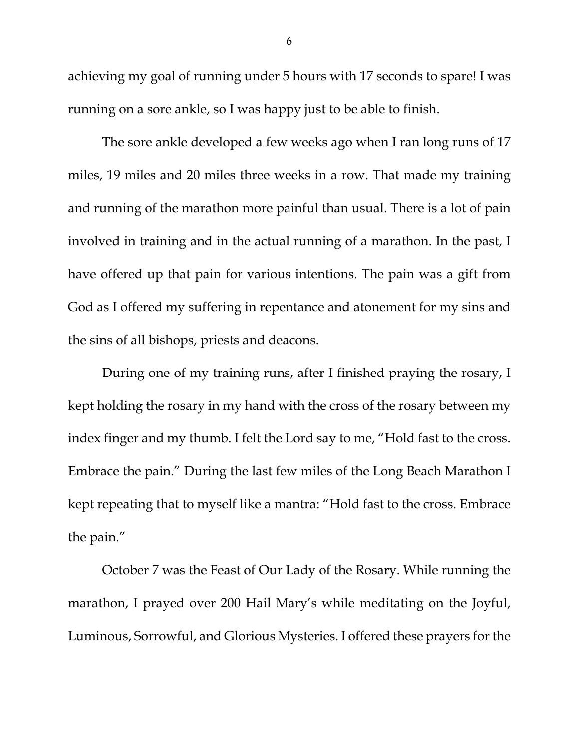achieving my goal of running under 5 hours with 17 seconds to spare! I was running on a sore ankle, so I was happy just to be able to finish.

The sore ankle developed a few weeks ago when I ran long runs of 17 miles, 19 miles and 20 miles three weeks in a row. That made my training and running of the marathon more painful than usual. There is a lot of pain involved in training and in the actual running of a marathon. In the past, I have offered up that pain for various intentions. The pain was a gift from God as I offered my suffering in repentance and atonement for my sins and the sins of all bishops, priests and deacons.

During one of my training runs, after I finished praying the rosary, I kept holding the rosary in my hand with the cross of the rosary between my index finger and my thumb. I felt the Lord say to me, "Hold fast to the cross. Embrace the pain." During the last few miles of the Long Beach Marathon I kept repeating that to myself like a mantra: "Hold fast to the cross. Embrace the pain."

October 7 was the Feast of Our Lady of the Rosary. While running the marathon, I prayed over 200 Hail Mary's while meditating on the Joyful, Luminous, Sorrowful, and Glorious Mysteries. I offered these prayers for the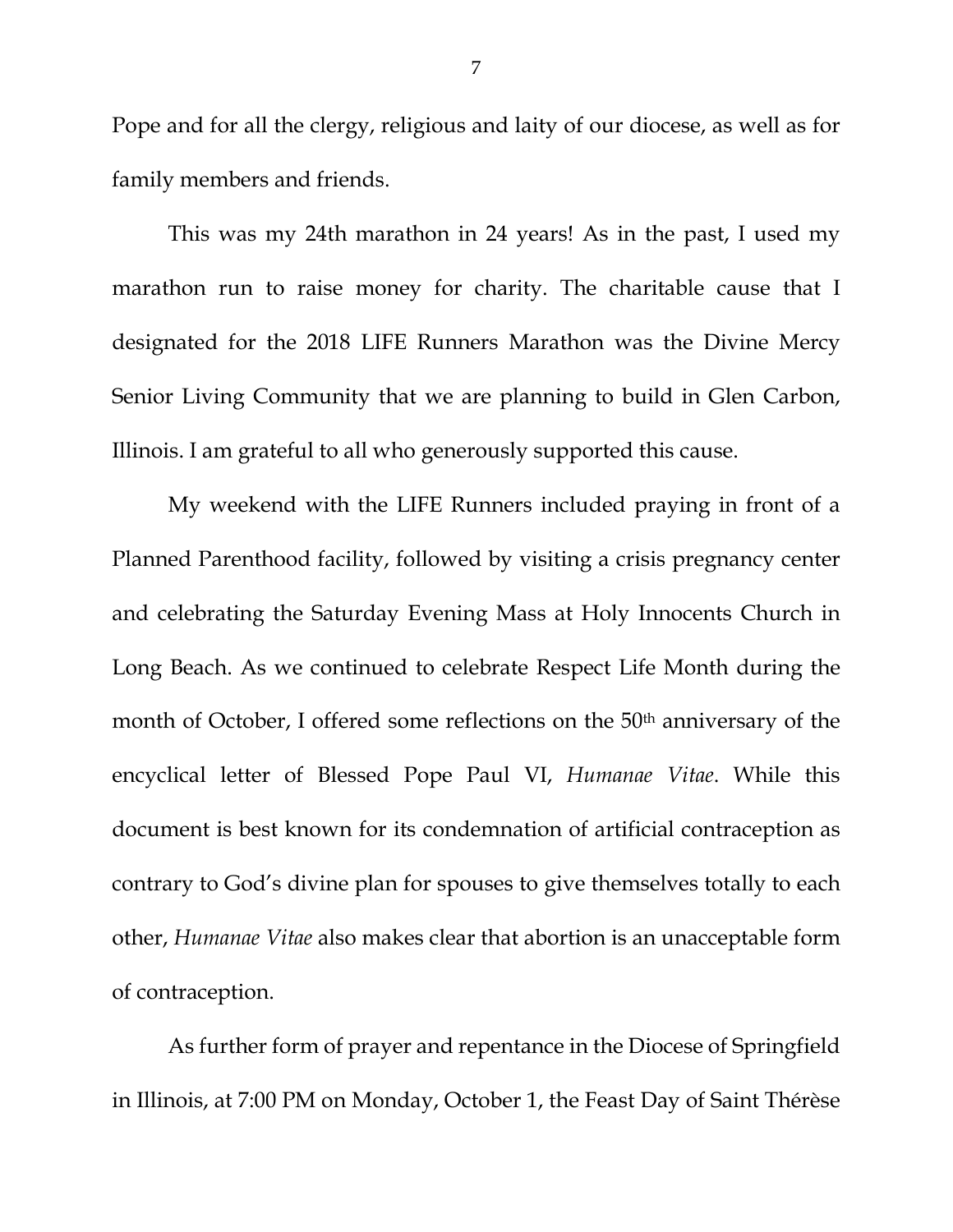Pope and for all the clergy, religious and laity of our diocese, as well as for family members and friends.

This was my 24th marathon in 24 years! As in the past, I used my marathon run to raise money for charity. The charitable cause that I designated for the 2018 LIFE Runners Marathon was the Divine Mercy Senior Living Community that we are planning to build in Glen Carbon, Illinois. I am grateful to all who generously supported this cause.

My weekend with the LIFE Runners included praying in front of a Planned Parenthood facility, followed by visiting a crisis pregnancy center and celebrating the Saturday Evening Mass at Holy Innocents Church in Long Beach. As we continued to celebrate Respect Life Month during the month of October, I offered some reflections on the 50th anniversary of the encyclical letter of Blessed Pope Paul VI, *Humanae Vitae*. While this document is best known for its condemnation of artificial contraception as contrary to God's divine plan for spouses to give themselves totally to each other, *Humanae Vitae* also makes clear that abortion is an unacceptable form of contraception.

As further form of prayer and repentance in the Diocese of Springfield in Illinois, at 7:00 PM on Monday, October 1, the Feast Day of Saint Thérèse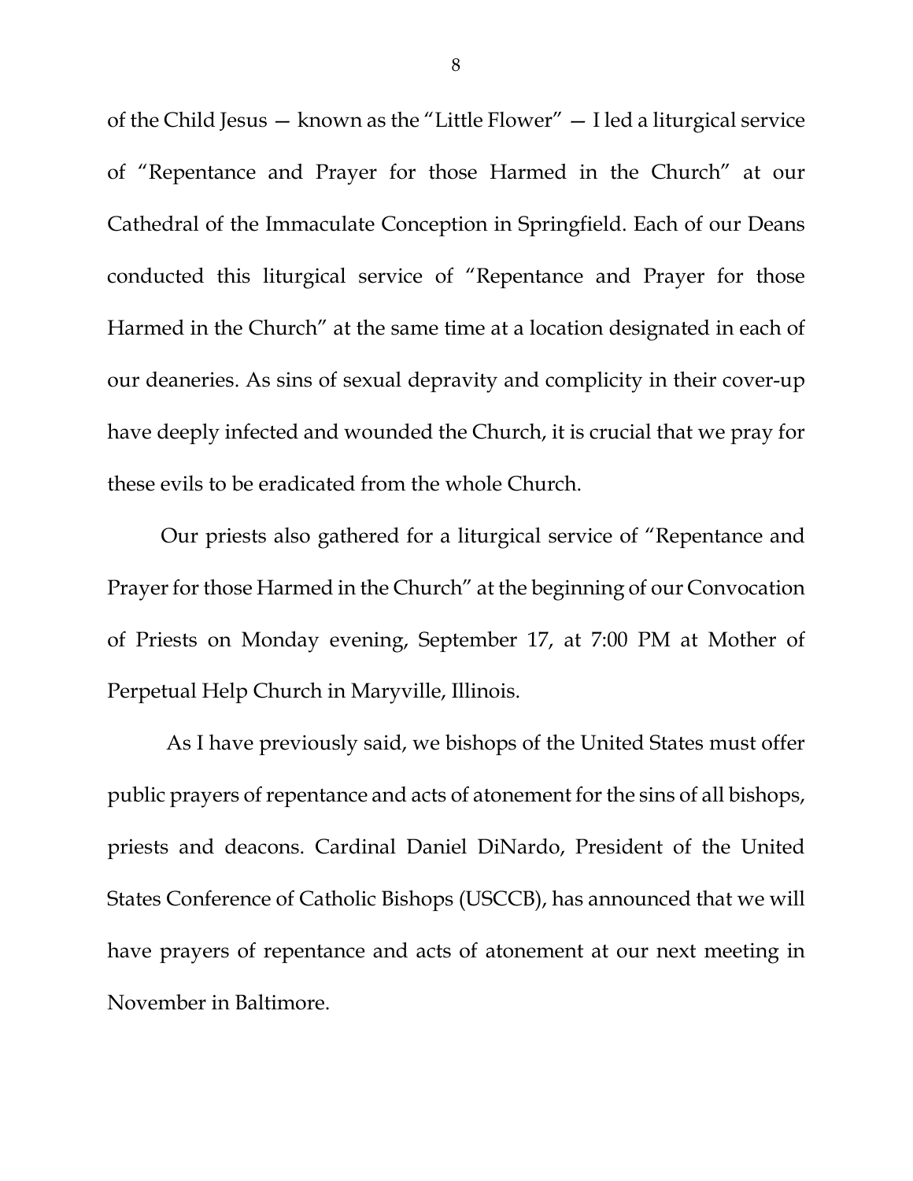of the Child Jesus — known as the "Little Flower" — I led a liturgical service of "Repentance and Prayer for those Harmed in the Church" at our Cathedral of the Immaculate Conception in Springfield. Each of our Deans conducted this liturgical service of "Repentance and Prayer for those Harmed in the Church" at the same time at a location designated in each of our deaneries. As sins of sexual depravity and complicity in their cover-up have deeply infected and wounded the Church, it is crucial that we pray for these evils to be eradicated from the whole Church.

Our priests also gathered for a liturgical service of "Repentance and Prayer for those Harmed in the Church" at the beginning of our Convocation of Priests on Monday evening, September 17, at 7:00 PM at Mother of Perpetual Help Church in Maryville, Illinois.

As I have previously said, we bishops of the United States must offer public prayers of repentance and acts of atonement for the sins of all bishops, priests and deacons. Cardinal Daniel DiNardo, President of the United States Conference of Catholic Bishops (USCCB), has announced that we will have prayers of repentance and acts of atonement at our next meeting in November in Baltimore.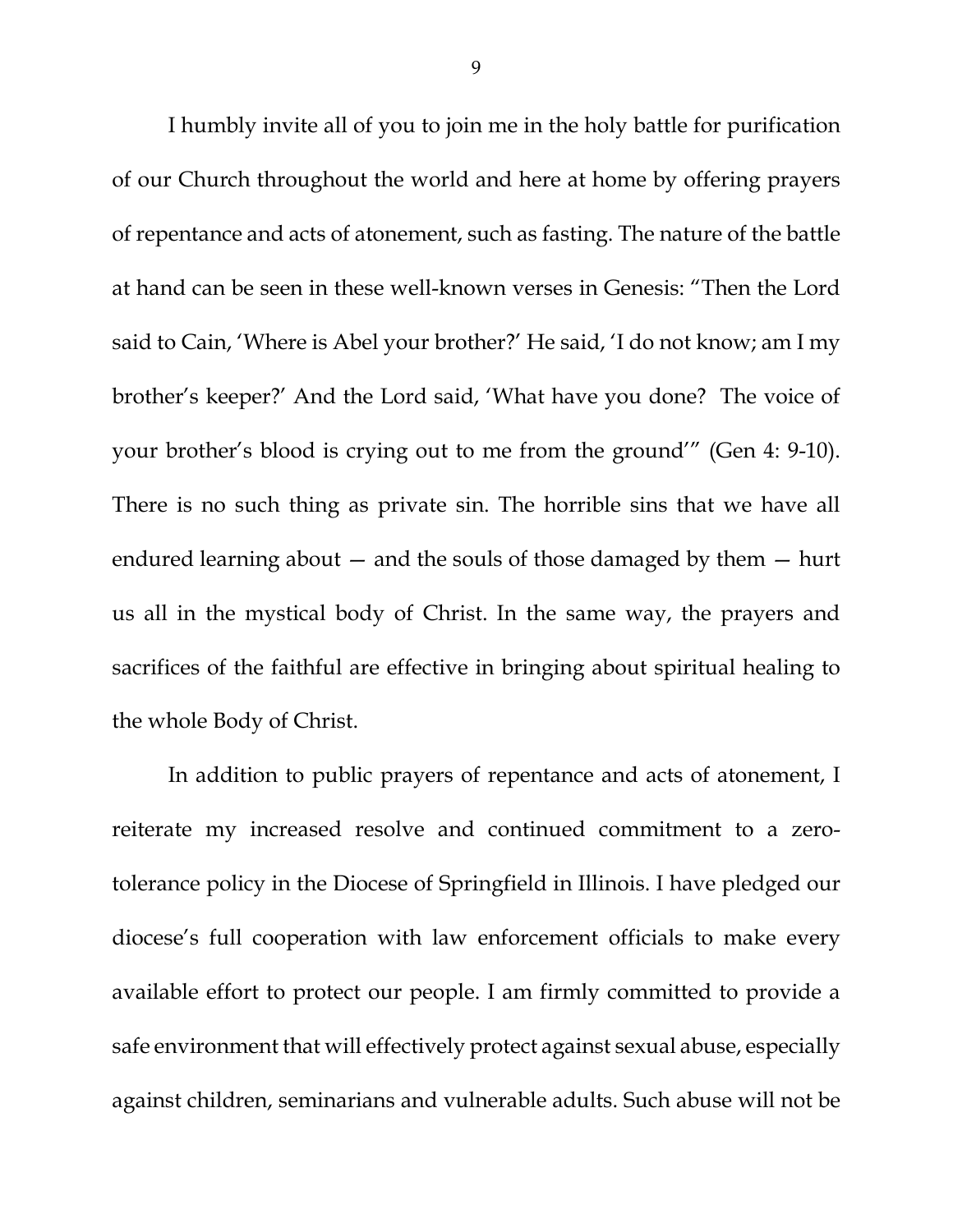I humbly invite all of you to join me in the holy battle for purification of our Church throughout the world and here at home by offering prayers of repentance and acts of atonement, such as fasting. The nature of the battle at hand can be seen in these well-known verses in Genesis: "Then the Lord said to Cain, 'Where is Abel your brother?' He said, 'I do not know; am I my brother's keeper?' And the Lord said, 'What have you done? The voice of your brother's blood is crying out to me from the ground'" (Gen 4: 9-10). There is no such thing as private sin. The horrible sins that we have all endured learning about — and the souls of those damaged by them — hurt us all in the mystical body of Christ. In the same way, the prayers and sacrifices of the faithful are effective in bringing about spiritual healing to the whole Body of Christ.

In addition to public prayers of repentance and acts of atonement, I reiterate my increased resolve and continued commitment to a zero-tolerance policy in the Diocese of Springfield in Illinois. I have pledged our diocese's full cooperation with law enforcement officials to make every available effort to protect our people. I am firmly committed to provide a safe environment that will effectively protect against sexual abuse, especially against children, seminarians and vulnerable adults. Such abuse will not be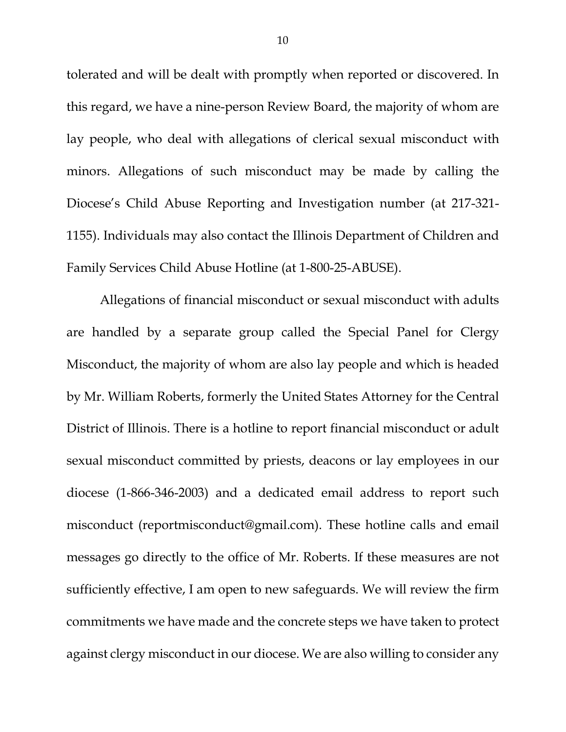tolerated and will be dealt with promptly when reported or discovered. In this regard, we have a nine-person Review Board, the majority of whom are lay people, who deal with allegations of clerical sexual misconduct with minors. Allegations of such misconduct may be made by calling the Diocese's Child Abuse Reporting and Investigation number (at 217-321-1155). Individuals may also contact the Illinois Department of Children and Family Services Child Abuse Hotline (at 1-800-25-ABUSE).

Allegations of financial misconduct or sexual misconduct with adults are handled by a separate group called the Special Panel for Clergy Misconduct, the majority of whom are also lay people and which is headed by Mr. William Roberts, formerly the United States Attorney for the Central District of Illinois. There is a hotline to report financial misconduct or adult sexual misconduct committed by priests, deacons or lay employees in our diocese (1-866-346-2003) and a dedicated email address to report such misconduct (reportmisconduct@gmail.com). These hotline calls and email messages go directly to the office of Mr. Roberts. If these measures are not sufficiently effective, I am open to new safeguards. We will review the firm commitments we have made and the concrete steps we have taken to protect against clergy misconduct in our diocese. We are also willing to consider any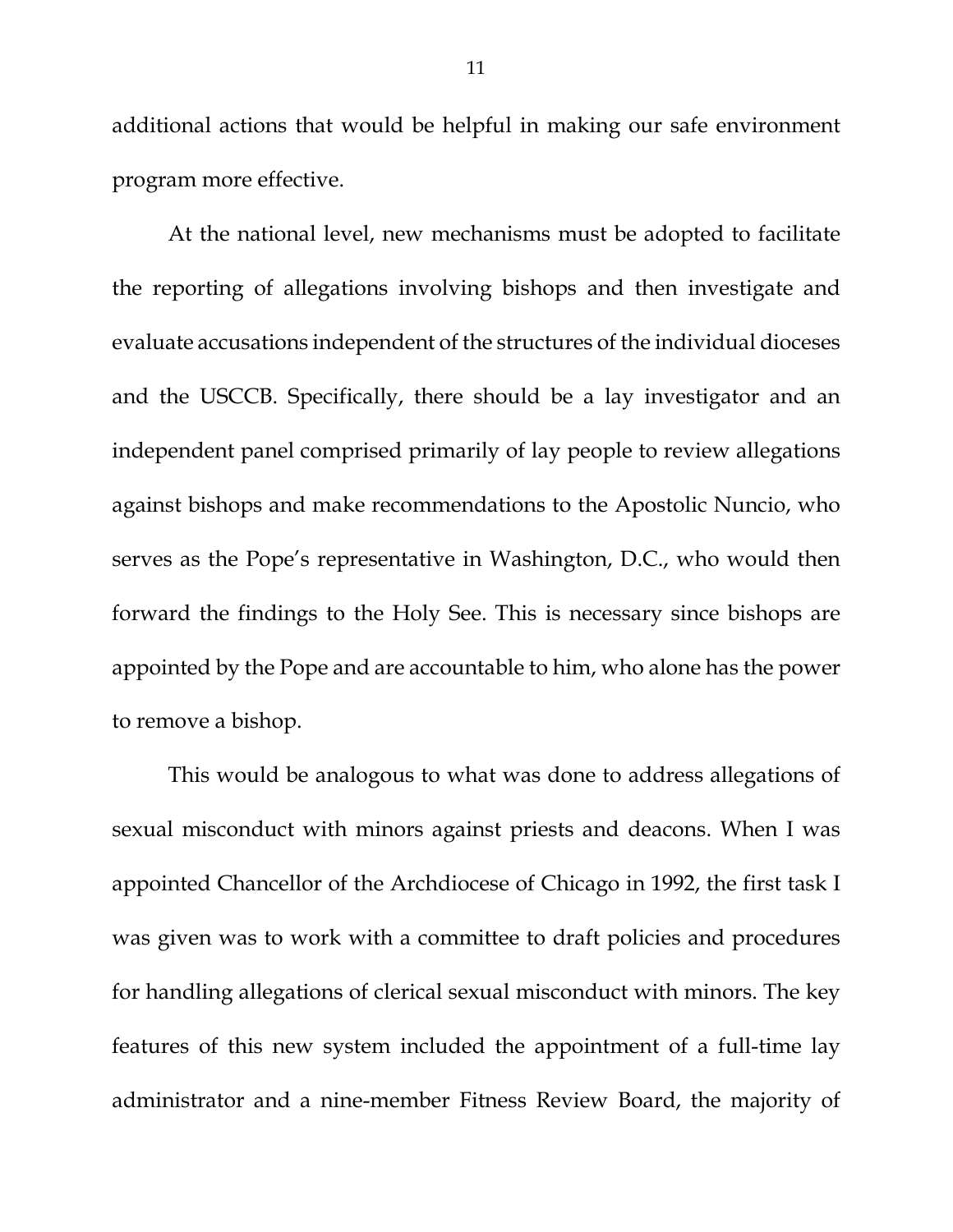additional actions that would be helpful in making our safe environment program more effective.

At the national level, new mechanisms must be adopted to facilitate the reporting of allegations involving bishops and then investigate and evaluate accusations independent of the structures of the individual dioceses and the USCCB. Specifically, there should be a lay investigator and an independent panel comprised primarily of lay people to review allegations against bishops and make recommendations to the Apostolic Nuncio, who serves as the Pope's representative in Washington, D.C., who would then forward the findings to the Holy See. This is necessary since bishops are appointed by the Pope and are accountable to him, who alone has the power to remove a bishop.

This would be analogous to what was done to address allegations of sexual misconduct with minors against priests and deacons. When I was appointed Chancellor of the Archdiocese of Chicago in 1992, the first task I was given was to work with a committee to draft policies and procedures for handling allegations of clerical sexual misconduct with minors. The key features of this new system included the appointment of a full-time lay administrator and a nine-member Fitness Review Board, the majority of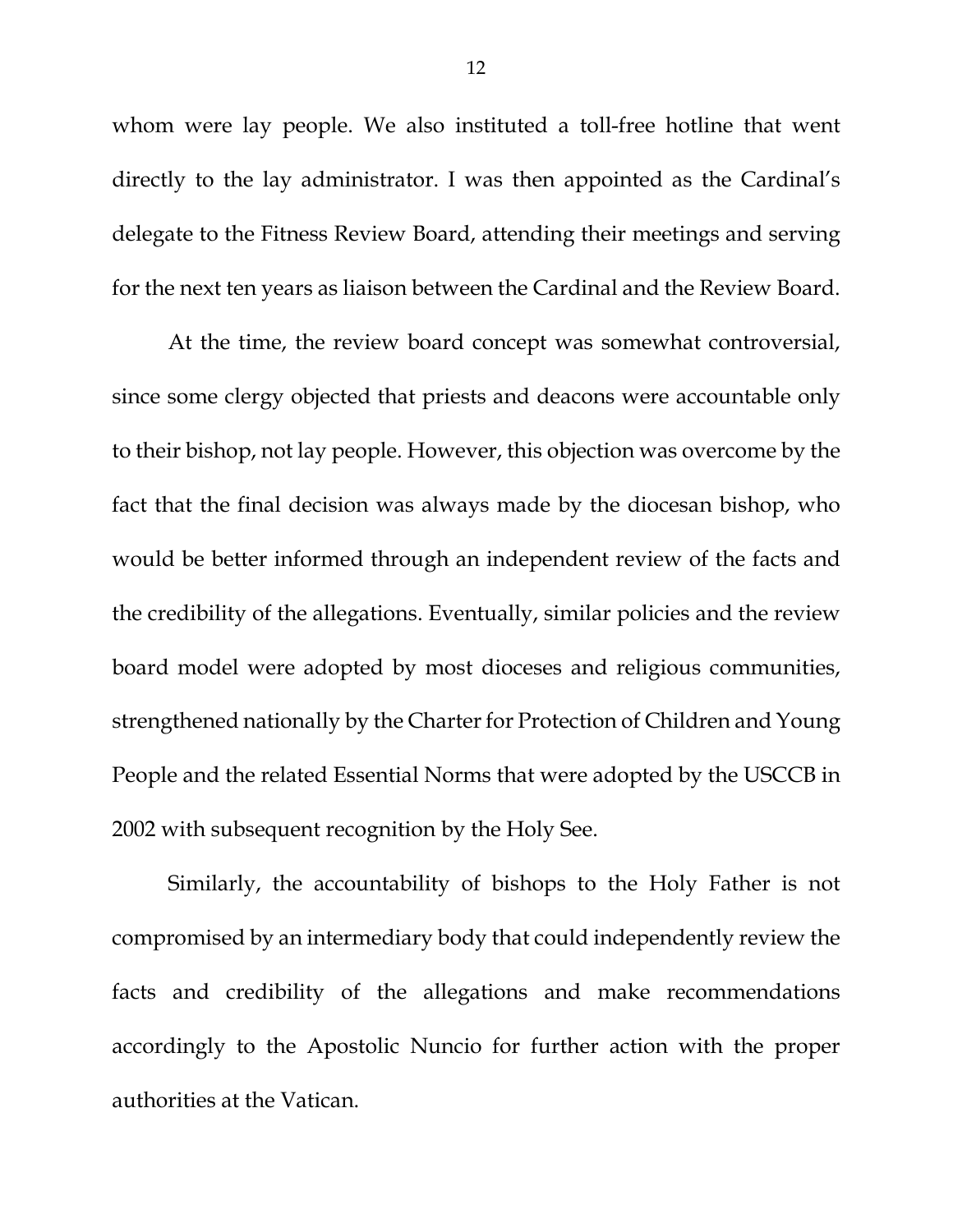whom were lay people. We also instituted a toll-free hotline that went directly to the lay administrator. I was then appointed as the Cardinal's delegate to the Fitness Review Board, attending their meetings and serving for the next ten years as liaison between the Cardinal and the Review Board.

At the time, the review board concept was somewhat controversial, since some clergy objected that priests and deacons were accountable only to their bishop, not lay people. However, this objection was overcome by the fact that the final decision was always made by the diocesan bishop, who would be better informed through an independent review of the facts and the credibility of the allegations. Eventually, similar policies and the review board model were adopted by most dioceses and religious communities, strengthened nationally by the Charter for Protection of Children and Young People and the related Essential Norms that were adopted by the USCCB in 2002 with subsequent recognition by the Holy See.

Similarly, the accountability of bishops to the Holy Father is not compromised by an intermediary body that could independently review the facts and credibility of the allegations and make recommendations accordingly to the Apostolic Nuncio for further action with the proper authorities at the Vatican.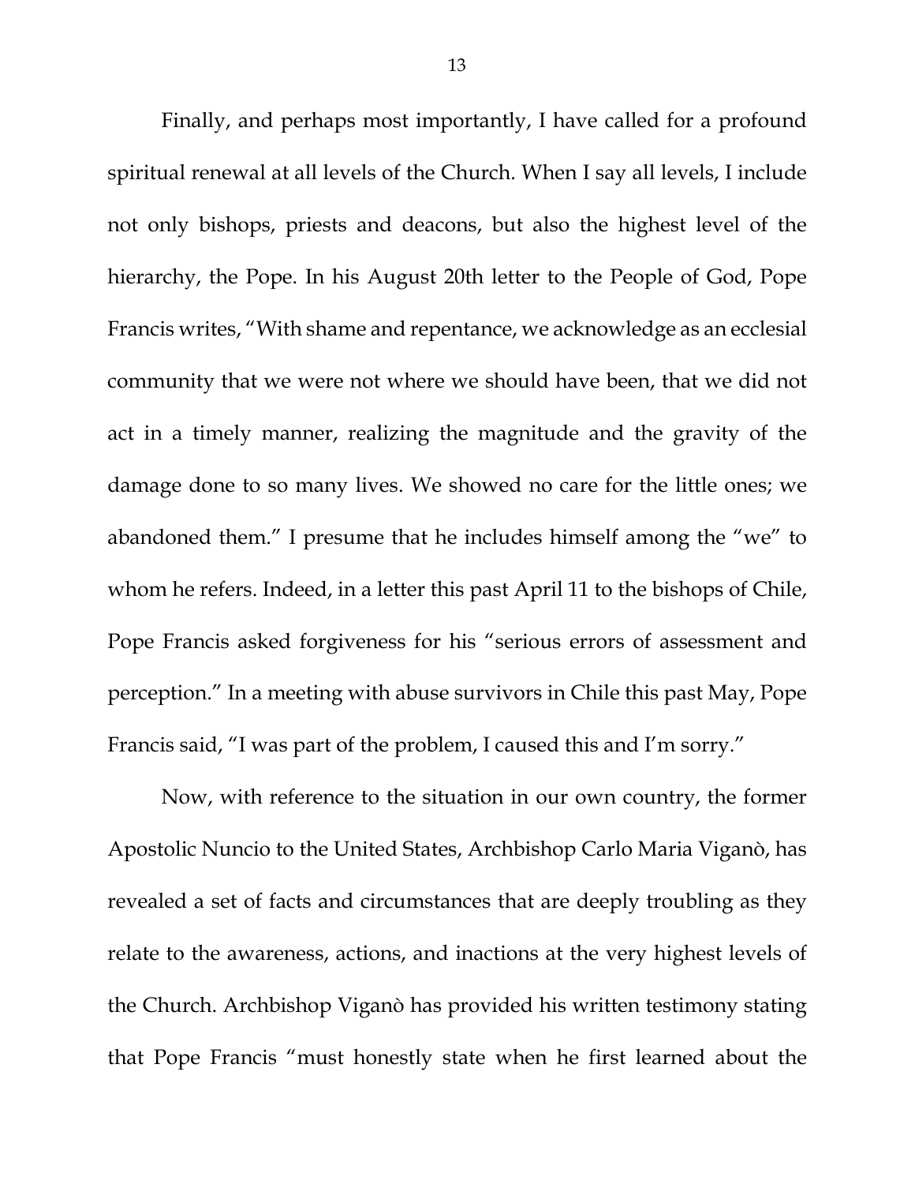Finally, and perhaps most importantly, I have called for a profound spiritual renewal at all levels of the Church. When I say all levels, I include not only bishops, priests and deacons, but also the highest level of the hierarchy, the Pope. In his August 20th letter to the People of God, Pope Francis writes, "With shame and repentance, we acknowledge as an ecclesial community that we were not where we should have been, that we did not act in a timely manner, realizing the magnitude and the gravity of the damage done to so many lives. We showed no care for the little ones; we abandoned them." I presume that he includes himself among the "we" to whom he refers. Indeed, in a letter this past April 11 to the bishops of Chile, Pope Francis asked forgiveness for his "serious errors of assessment and perception." In a meeting with abuse survivors in Chile this past May, Pope Francis said, "I was part of the problem, I caused this and I'm sorry."

Now, with reference to the situation in our own country, the former Apostolic Nuncio to the United States, Archbishop Carlo Maria Viganò, has revealed a set of facts and circumstances that are deeply troubling as they relate to the awareness, actions, and inactions at the very highest levels of the Church. Archbishop Viganò has provided his written testimony stating that Pope Francis "must honestly state when he first learned about the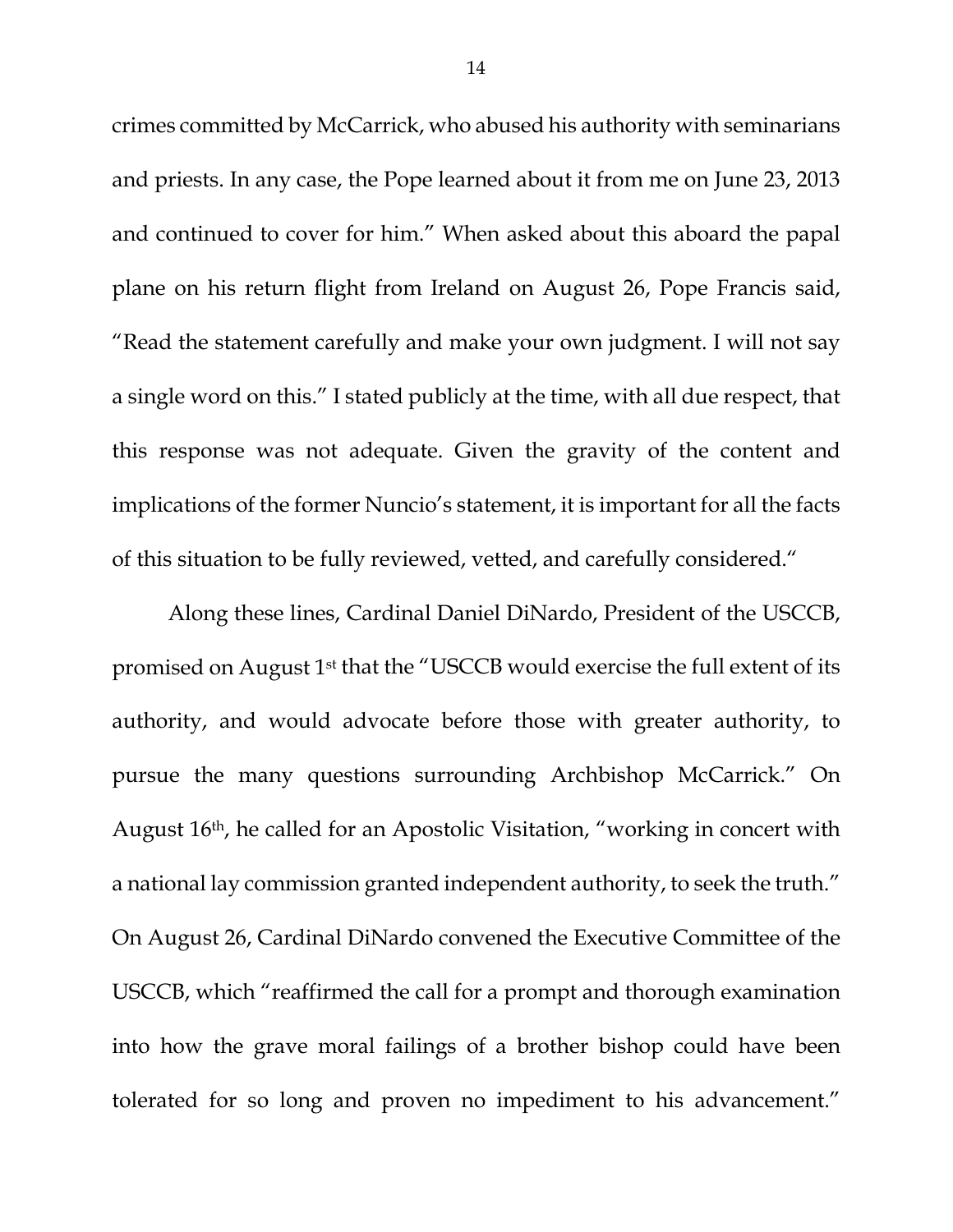crimes committed by McCarrick, who abused his authority with seminarians and priests. In any case, the Pope learned about it from me on June 23, 2013 and continued to cover for him." When asked about this aboard the papal plane on his return flight from Ireland on August 26, Pope Francis said, "Read the statement carefully and make your own judgment. I will not say a single word on this." I stated publicly at the time, with all due respect, that this response was not adequate. Given the gravity of the content and implications of the former Nuncio's statement, it is important for all the facts of this situation to be fully reviewed, vetted, and carefully considered."

Along these lines, Cardinal Daniel DiNardo, President of the USCCB, promised on August 1st that the "USCCB would exercise the full extent of its authority, and would advocate before those with greater authority, to pursue the many questions surrounding Archbishop McCarrick." On August 16th, he called for an Apostolic Visitation, "working in concert with a national lay commission granted independent authority, to seek the truth." On August 26, Cardinal DiNardo convened the Executive Committee of the USCCB, which "reaffirmed the call for a prompt and thorough examination into how the grave moral failings of a brother bishop could have been tolerated for so long and proven no impediment to his advancement."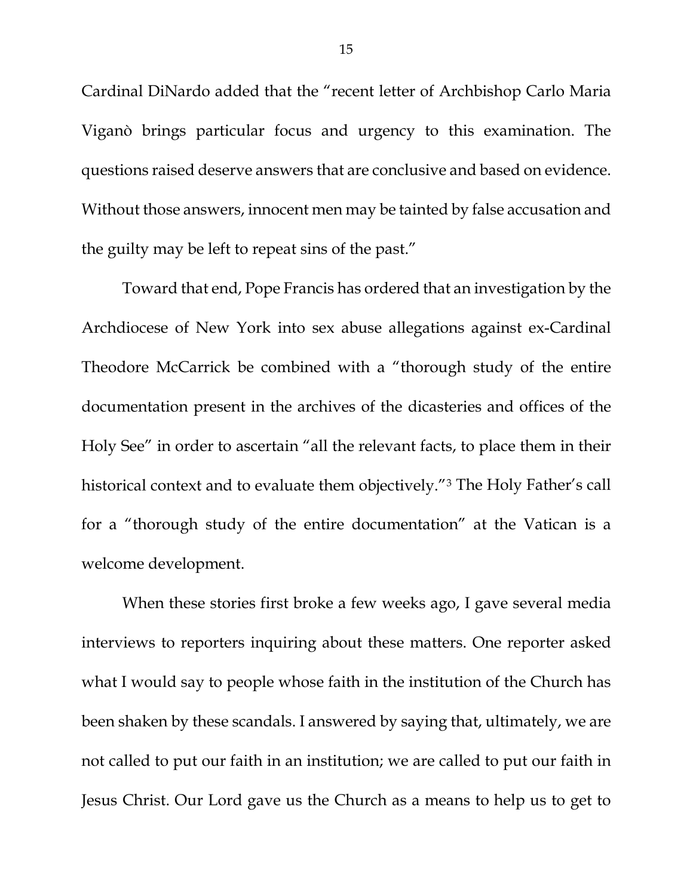Cardinal DiNardo added that the "recent letter of Archbishop Carlo Maria Viganò brings particular focus and urgency to this examination. The questions raised deserve answers that are conclusive and based on evidence. Without those answers, innocent men may be tainted by false accusation and the guilty may be left to repeat sins of the past."

Toward that end, Pope Francis has ordered that an investigation by the Archdiocese of New York into sex abuse allegations against ex-Cardinal Theodore McCarrick be combined with a "thorough study of the entire documentation present in the archives of the dicasteries and offices of the Holy See" in order to ascertain "all the relevant facts, to place them in their historical context and to evaluate them objectively."[3] The Holy Father's call for a "thorough study of the entire documentation" at the Vatican is a welcome development.

When these stories first broke a few weeks ago, I gave several media interviews to reporters inquiring about these matters. One reporter asked what I would say to people whose faith in the institution of the Church has been shaken by these scandals. I answered by saying that, ultimately, we are not called to put our faith in an institution; we are called to put our faith in Jesus Christ. Our Lord gave us the Church as a means to help us to get to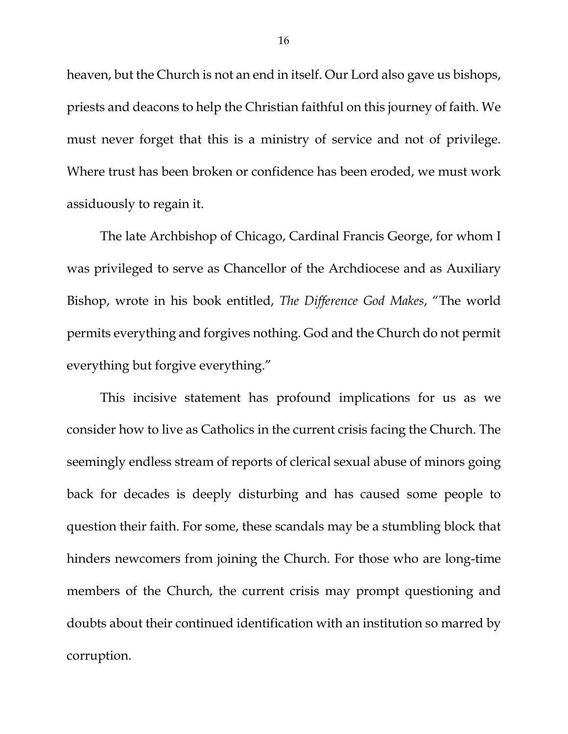heaven, but the Church is not an end in itself. Our Lord also gave us bishops, priests and deacons to help the Christian faithful on this journey of faith. We must never forget that this is a ministry of service and not of privilege. Where trust has been broken or confidence has been eroded, we must work assiduously to regain it.

The late Archbishop of Chicago, Cardinal Francis George, for whom I was privileged to serve as Chancellor of the Archdiocese and as Auxiliary Bishop, wrote in his book entitled, *The Difference God Makes*, "The world permits everything and forgives nothing. God and the Church do not permit everything but forgive everything."

This incisive statement has profound implications for us as we consider how to live as Catholics in the current crisis facing the Church. The seemingly endless stream of reports of clerical sexual abuse of minors going back for decades is deeply disturbing and has caused some people to question their faith. For some, these scandals may be a stumbling block that hinders newcomers from joining the Church. For those who are long-time members of the Church, the current crisis may prompt questioning and doubts about their continued identification with an institution so marred by corruption.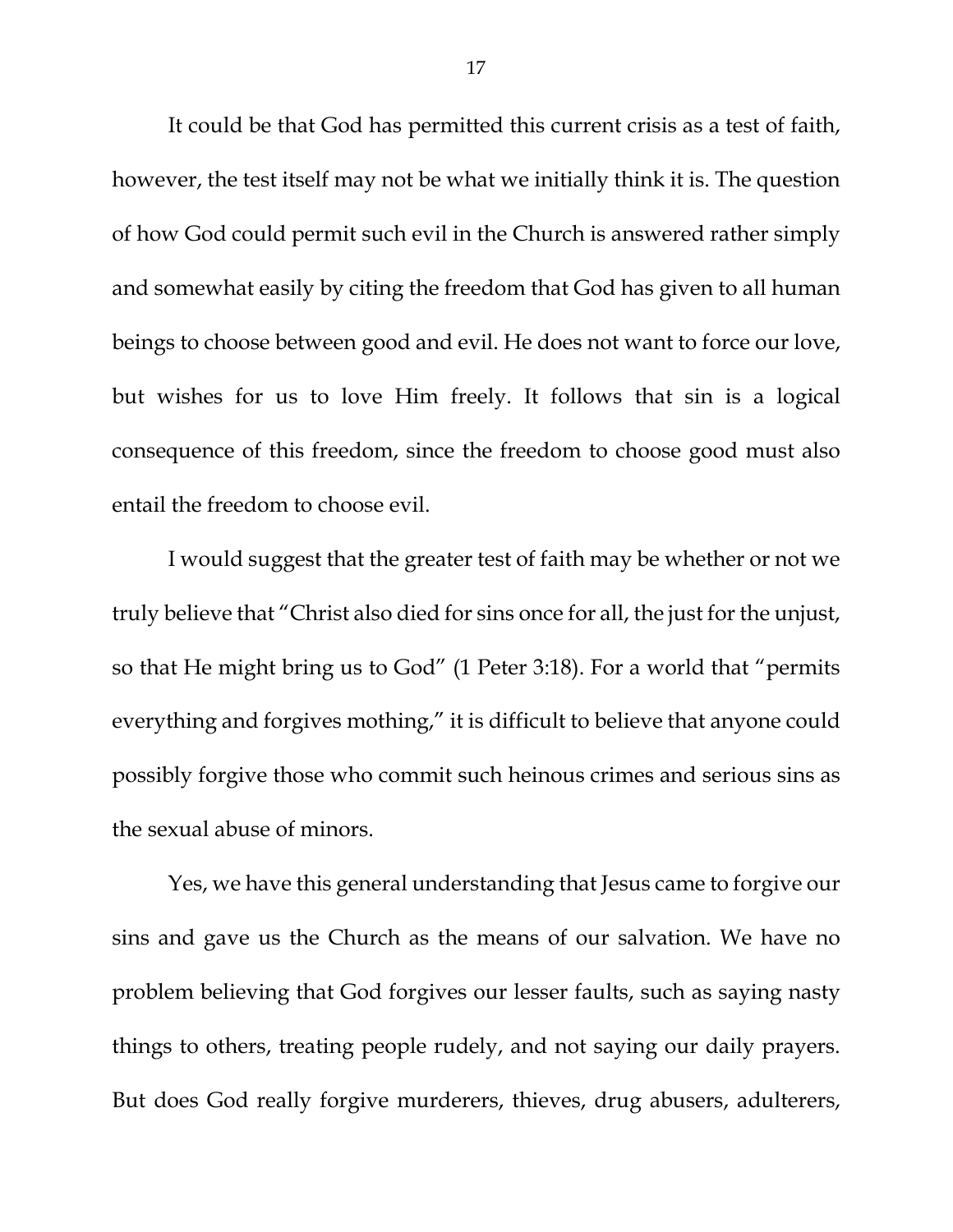It could be that God has permitted this current crisis as a test of faith, however, the test itself may not be what we initially think it is. The question of how God could permit such evil in the Church is answered rather simply and somewhat easily by citing the freedom that God has given to all human beings to choose between good and evil. He does not want to force our love, but wishes for us to love Him freely. It follows that sin is a logical consequence of this freedom, since the freedom to choose good must also entail the freedom to choose evil.

I would suggest that the greater test of faith may be whether or not we truly believe that "Christ also died for sins once for all, the just for the unjust, so that He might bring us to God" (1 Peter 3:18). For a world that "permits everything and forgives mothing," it is difficult to believe that anyone could possibly forgive those who commit such heinous crimes and serious sins as the sexual abuse of minors.

Yes, we have this general understanding that Jesus came to forgive our sins and gave us the Church as the means of our salvation. We have no problem believing that God forgives our lesser faults, such as saying nasty things to others, treating people rudely, and not saying our daily prayers. But does God really forgive murderers, thieves, drug abusers, adulterers,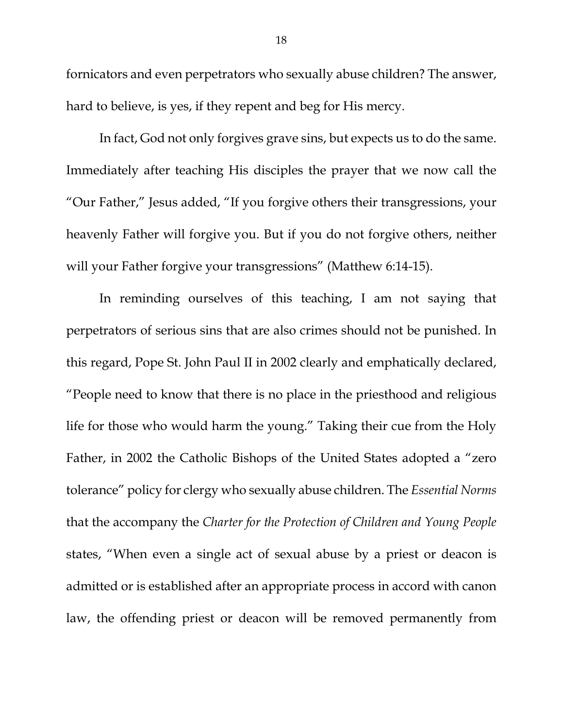fornicators and even perpetrators who sexually abuse children? The answer, hard to believe, is yes, if they repent and beg for His mercy.

In fact, God not only forgives grave sins, but expects us to do the same. Immediately after teaching His disciples the prayer that we now call the "Our Father," Jesus added, "If you forgive others their transgressions, your heavenly Father will forgive you. But if you do not forgive others, neither will your Father forgive your transgressions" (Matthew 6:14-15).

In reminding ourselves of this teaching, I am not saying that perpetrators of serious sins that are also crimes should not be punished. In this regard, Pope St. John Paul II in 2002 clearly and emphatically declared, "People need to know that there is no place in the priesthood and religious life for those who would harm the young." Taking their cue from the Holy Father, in 2002 the Catholic Bishops of the United States adopted a "zero tolerance" policy for clergy who sexually abuse children. The *Essential Norms* that the accompany the *Charter for the Protection of Children and Young People* states, "When even a single act of sexual abuse by a priest or deacon is admitted or is established after an appropriate process in accord with canon law, the offending priest or deacon will be removed permanently from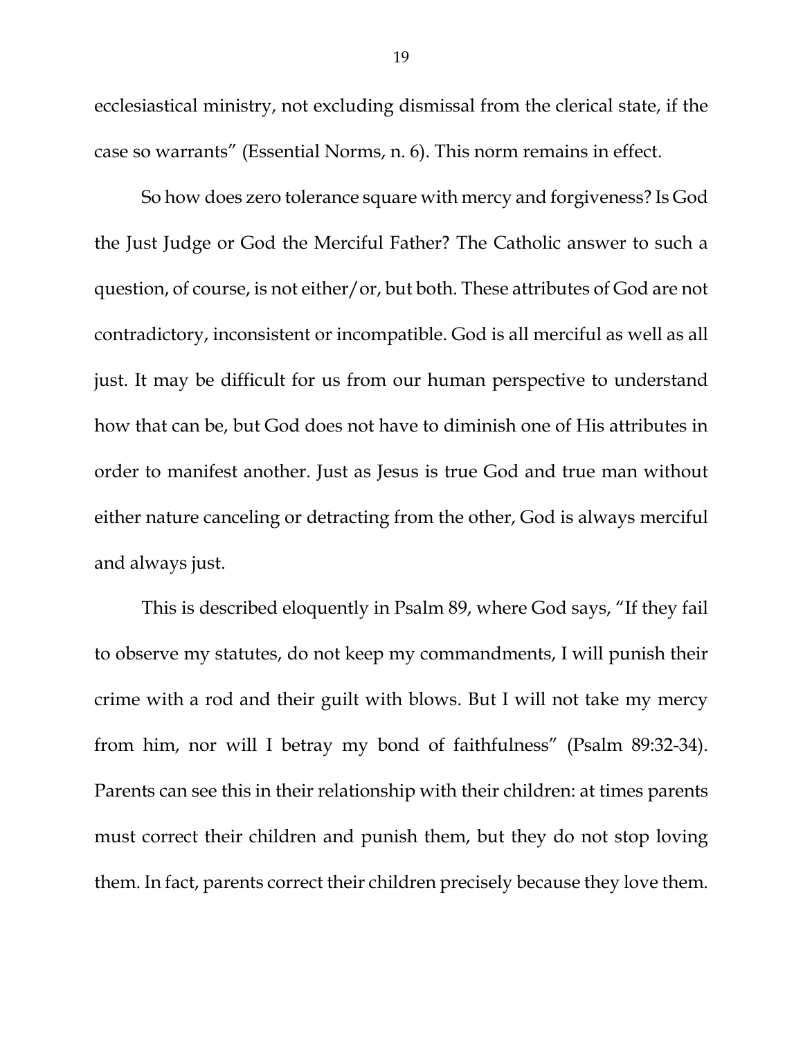ecclesiastical ministry, not excluding dismissal from the clerical state, if the case so warrants" (Essential Norms, n. 6). This norm remains in effect.

So how does zero tolerance square with mercy and forgiveness? Is God the Just Judge or God the Merciful Father? The Catholic answer to such a question, of course, is not either/or, but both. These attributes of God are not contradictory, inconsistent or incompatible. God is all merciful as well as all just. It may be difficult for us from our human perspective to understand how that can be, but God does not have to diminish one of His attributes in order to manifest another. Just as Jesus is true God and true man without either nature canceling or detracting from the other, God is always merciful and always just.

This is described eloquently in Psalm 89, where God says, "If they fail to observe my statutes, do not keep my commandments, I will punish their crime with a rod and their guilt with blows. But I will not take my mercy from him, nor will I betray my bond of faithfulness" (Psalm 89:32-34). Parents can see this in their relationship with their children: at times parents must correct their children and punish them, but they do not stop loving them. In fact, parents correct their children precisely because they love them.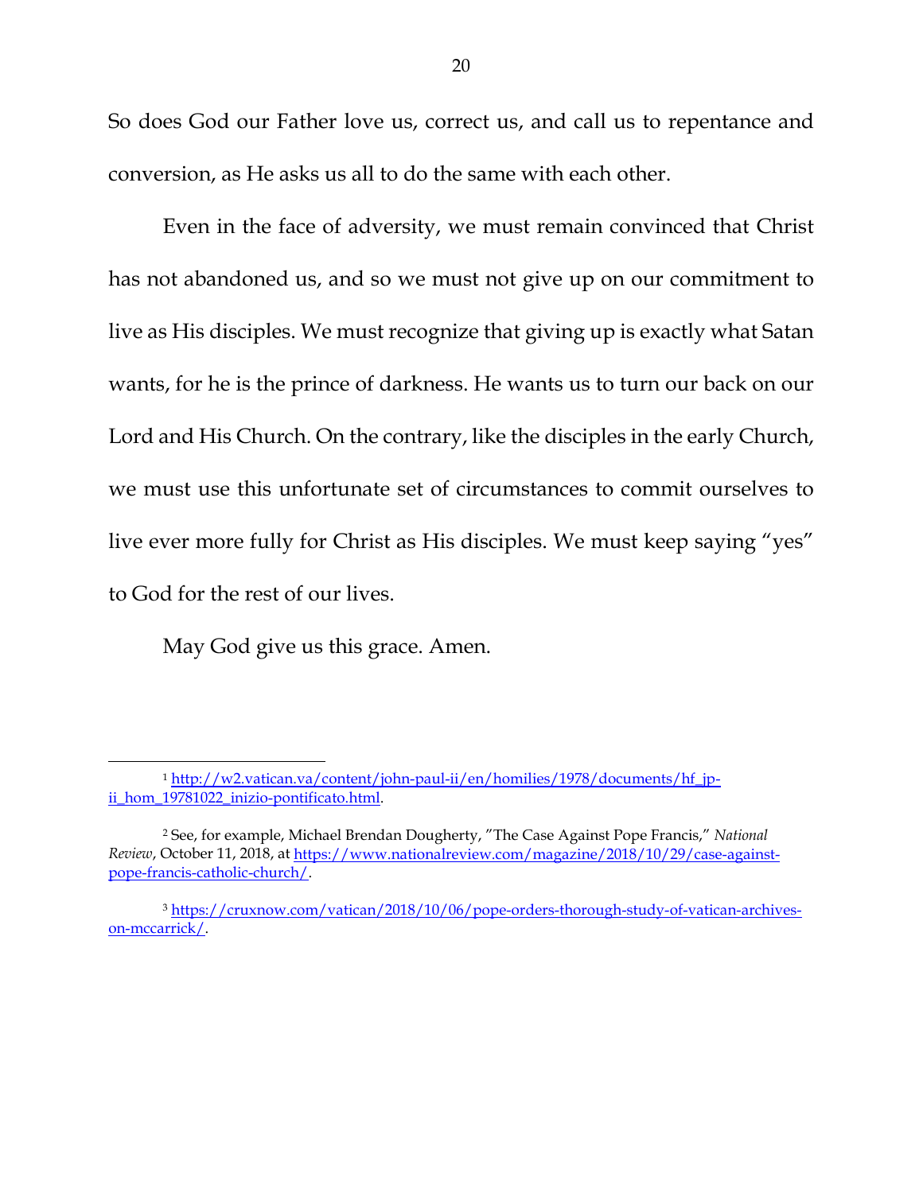So does God our Father love us, correct us, and call us to repentance and conversion, as He asks us all to do the same with each other.

Even in the face of adversity, we must remain convinced that Christ has not abandoned us, and so we must not give up on our commitment to live as His disciples. We must recognize that giving up is exactly what Satan wants, for he is the prince of darkness. He wants us to turn our back on our Lord and His Church. On the contrary, like the disciples in the early Church, we must use this unfortunate set of circumstances to commit ourselves to live ever more fully for Christ as His disciples. We must keep saying "yes" to God for the rest of our lives.

May God give us this grace. Amen.

---

[1] http://w2.vatican.va/content/john-paul-ii/en/homilies/1978/documents/hf_jp-ii_hom_19781022_inizio-pontificato.html.

[2] See, for example, Michael Brendan Dougherty, "The Case Against Pope Francis," *National Review*, October 11, 2018, at https://www.nationalreview.com/magazine/2018/10/29/case-against-pope-francis-catholic-church/.

[3] https://cruxnow.com/vatican/2018/10/06/pope-orders-thorough-study-of-vatican-archives-on-mccarrick/.